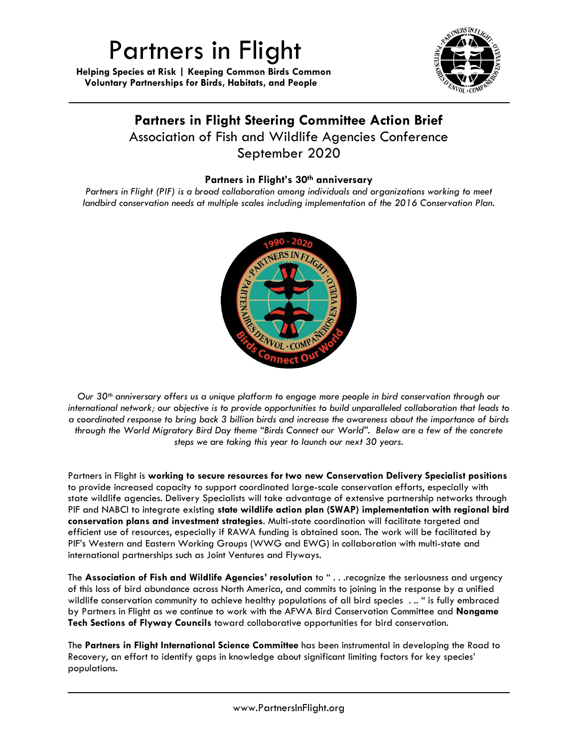# Partners in Flight

**Helping Species at Risk | Keeping Common Birds Common**
**Voluntary Partnerships for Birds, Habitats, and People**

## Partners in Flight Steering Committee Action Brief

Association of Fish and Wildlife Agencies Conference
September 2020

### Partners in Flight's 30th anniversary

*Partners in Flight (PIF) is a broad collaboration among individuals and organizations working to meet landbird conservation needs at multiple scales including implementation of the 2016 Conservation Plan.*

*Our 30th anniversary offers us a unique platform to engage more people in bird conservation through our international network; our objective is to provide opportunities to build unparalleled collaboration that leads to a coordinated response to bring back 3 billion birds and increase the awareness about the importance of birds through the World Migratory Bird Day theme "Birds Connect our World". Below are a few of the concrete steps we are taking this year to launch our next 30 years.*

Partners in Flight is **working to secure resources for two new Conservation Delivery Specialist positions** to provide increased capacity to support coordinated large-scale conservation efforts, especially with state wildlife agencies. Delivery Specialists will take advantage of extensive partnership networks through PIF and NABCI to integrate existing **state wildlife action plan (SWAP) implementation with regional bird conservation plans and investment strategies**. Multi-state coordination will facilitate targeted and efficient use of resources, especially if RAWA funding is obtained soon. The work will be facilitated by PIF's Western and Eastern Working Groups (WWG and EWG) in collaboration with multi-state and international partnerships such as Joint Ventures and Flyways.

The **Association of Fish and Wildlife Agencies' resolution** to " . . .recognize the seriousness and urgency of this loss of bird abundance across North America, and commits to joining in the response by a unified wildlife conservation community to achieve healthy populations of all bird species . .. " is fully embraced by Partners in Flight as we continue to work with the AFWA Bird Conservation Committee and **Nongame Tech Sections of Flyway Councils** toward collaborative opportunities for bird conservation.

The **Partners in Flight International Science Committee** has been instrumental in developing the Road to Recovery, an effort to identify gaps in knowledge about significant limiting factors for key species' populations.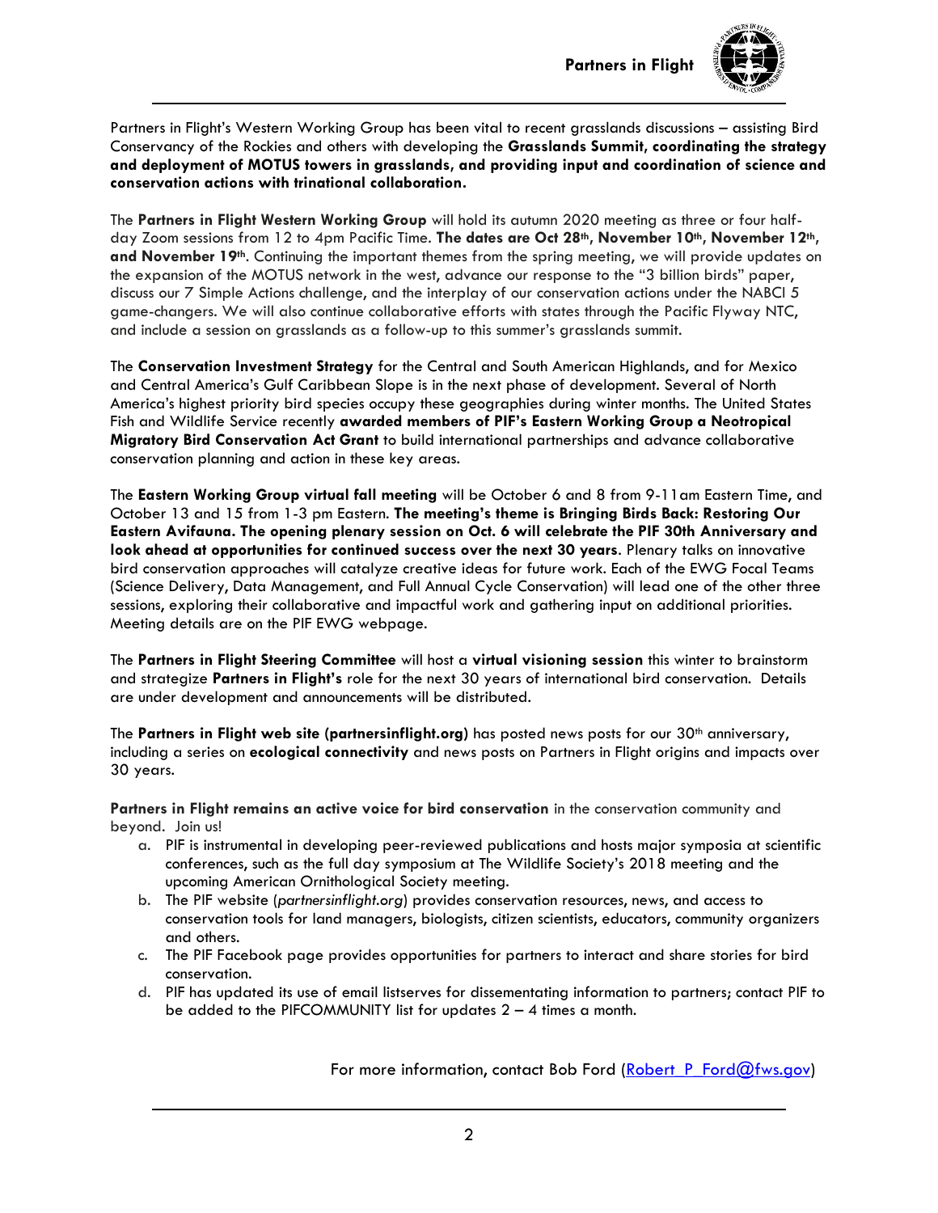Partners in Flight's Western Working Group has been vital to recent grasslands discussions – assisting Bird Conservancy of the Rockies and others with developing the **Grasslands Summit, coordinating the strategy and deployment of MOTUS towers in grasslands, and providing input and coordination of science and conservation actions with trinational collaboration.**

The **Partners in Flight Western Working Group** will hold its autumn 2020 meeting as three or four half-day Zoom sessions from 12 to 4pm Pacific Time. **The dates are Oct 28th, November 10th, November 12th, and November 19th.** Continuing the important themes from the spring meeting, we will provide updates on the expansion of the MOTUS network in the west, advance our response to the "3 billion birds" paper, discuss our 7 Simple Actions challenge, and the interplay of our conservation actions under the NABCI 5 game-changers. We will also continue collaborative efforts with states through the Pacific Flyway NTC, and include a session on grasslands as a follow-up to this summer's grasslands summit.

The **Conservation Investment Strategy** for the Central and South American Highlands, and for Mexico and Central America's Gulf Caribbean Slope is in the next phase of development. Several of North America's highest priority bird species occupy these geographies during winter months. The United States Fish and Wildlife Service recently **awarded members of PIF's Eastern Working Group a Neotropical Migratory Bird Conservation Act Grant** to build international partnerships and advance collaborative conservation planning and action in these key areas.

The **Eastern Working Group virtual fall meeting** will be October 6 and 8 from 9-11am Eastern Time, and October 13 and 15 from 1-3 pm Eastern. **The meeting's theme is Bringing Birds Back: Restoring Our Eastern Avifauna. The opening plenary session on Oct. 6 will celebrate the PIF 30th Anniversary and look ahead at opportunities for continued success over the next 30 years**. Plenary talks on innovative bird conservation approaches will catalyze creative ideas for future work. Each of the EWG Focal Teams (Science Delivery, Data Management, and Full Annual Cycle Conservation) will lead one of the other three sessions, exploring their collaborative and impactful work and gathering input on additional priorities. Meeting details are on the PIF EWG webpage.

The **Partners in Flight Steering Committee** will host a **virtual visioning session** this winter to brainstorm and strategize **Partners in Flight's** role for the next 30 years of international bird conservation. Details are under development and announcements will be distributed.

The **Partners in Flight web site (partnersinflight.org)** has posted news posts for our 30th anniversary, including a series on **ecological connectivity** and news posts on Partners in Flight origins and impacts over 30 years.

**Partners in Flight remains an active voice for bird conservation** in the conservation community and beyond. Join us!

a. PIF is instrumental in developing peer-reviewed publications and hosts major symposia at scientific conferences, such as the full day symposium at The Wildlife Society's 2018 meeting and the upcoming American Ornithological Society meeting.
b. The PIF website (*partnersinflight.org*) provides conservation resources, news, and access to conservation tools for land managers, biologists, citizen scientists, educators, community organizers and others.
c. The PIF Facebook page provides opportunities for partners to interact and share stories for bird conservation.
d. PIF has updated its use of email listserves for dissementating information to partners; contact PIF to be added to the PIFCOMMUNITY list for updates 2 – 4 times a month.

For more information, contact Bob Ford (Robert_P_Ford@fws.gov)